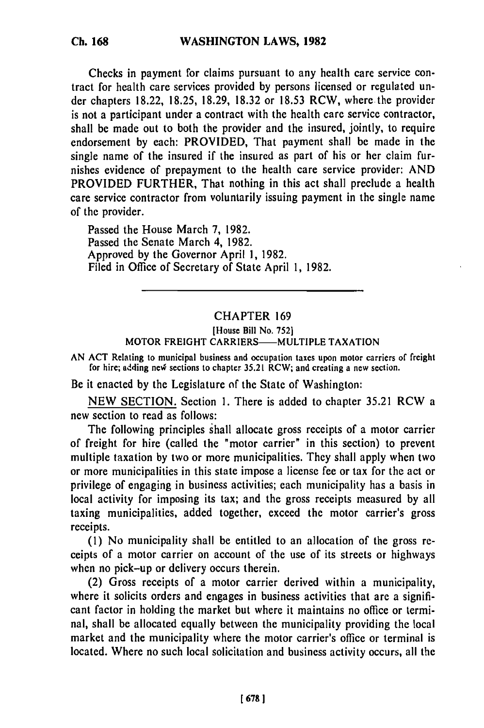Checks in payment for claims pursuant to any health care service contract for health care services provided by persons licensed or regulated under chapters 18.22, 18.25, 18.29, 18.32 or 18.53 RCW, where the provider is not a participant under a contract with the health care service contractor, shall be made out to both the provider and the insured, jointly, to require endorsement by each: PROVIDED, That payment shall be made in the single name of the insured if the insured as part of his or her claim furnishes evidence of prepayment to the health care service provider: AND PROVIDED FURTHER, That nothing in this act shall preclude a health care service contractor from voluntarily issuing payment in the single name of the provider.

Passed the House March 7, 1982.
Passed the Senate March 4, 1982.
Approved by the Governor April 1, 1982.
Filed in Office of Secretary of State April 1, 1982.

---

## CHAPTER 169

[House Bill No. 752]

MOTOR FREIGHT CARRIERS—MULTIPLE TAXATION

AN ACT Relating to municipal business and occupation taxes upon motor carriers of freight for hire; adding new sections to chapter 35.21 RCW; and creating a new section.

Be it enacted by the Legislature of the State of Washington:

NEW SECTION. Section 1. There is added to chapter 35.21 RCW a new section to read as follows:

The following principles shall allocate gross receipts of a motor carrier of freight for hire (called the "motor carrier" in this section) to prevent multiple taxation by two or more municipalities. They shall apply when two or more municipalities in this state impose a license fee or tax for the act or privilege of engaging in business activities; each municipality has a basis in local activity for imposing its tax; and the gross receipts measured by all taxing municipalities, added together, exceed the motor carrier's gross receipts.

(1) No municipality shall be entitled to an allocation of the gross receipts of a motor carrier on account of the use of its streets or highways when no pick-up or delivery occurs therein.

(2) Gross receipts of a motor carrier derived within a municipality, where it solicits orders and engages in business activities that are a significant factor in holding the market but where it maintains no office or terminal, shall be allocated equally between the municipality providing the local market and the municipality where the motor carrier's office or terminal is located. Where no such local solicitation and business activity occurs, all the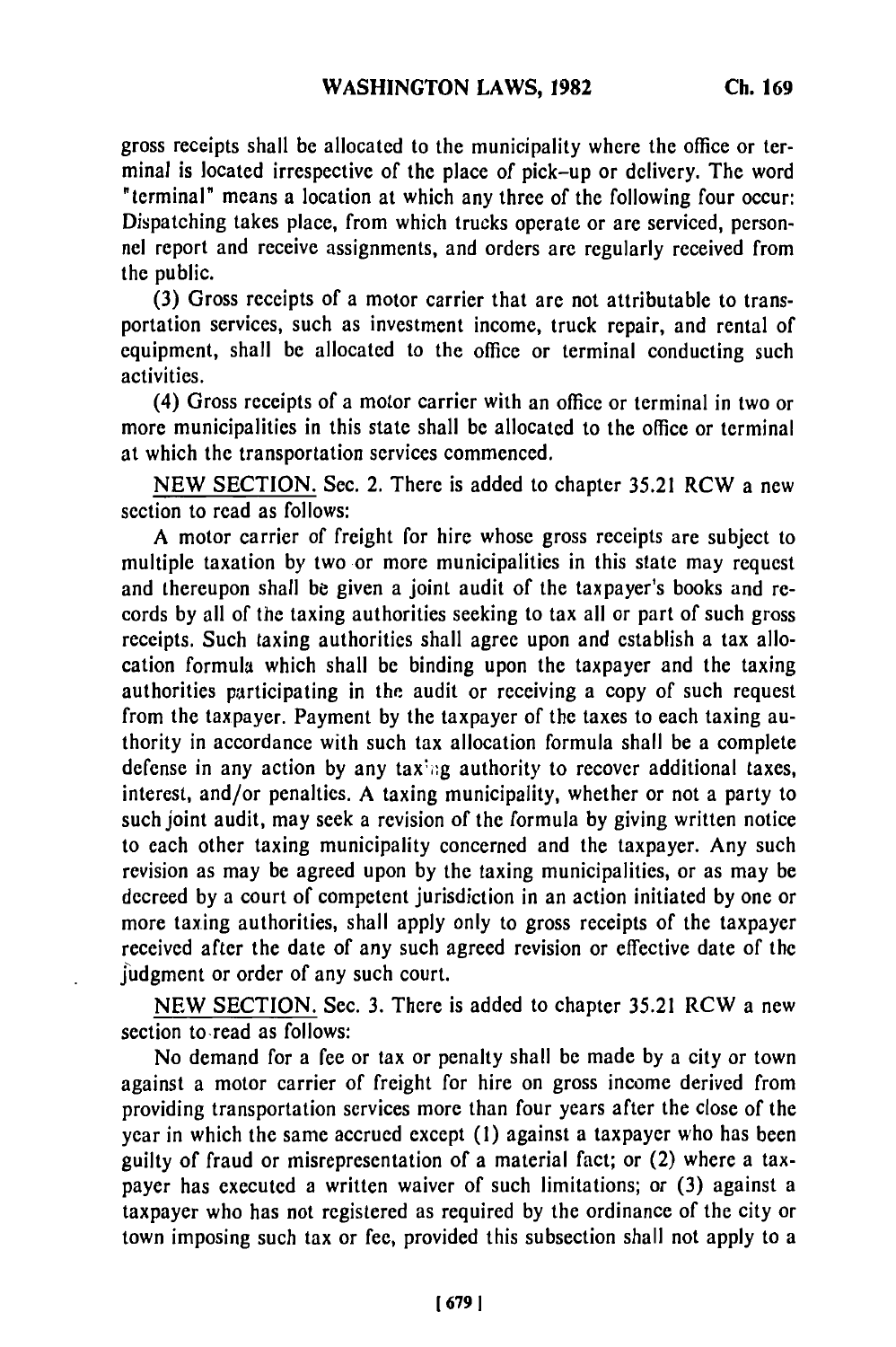gross receipts shall be allocated to the municipality where the office or terminal is located irrespective of the place of pick-up or delivery. The word "terminal" means a location at which any three of the following four occur: Dispatching takes place, from which trucks operate or are serviced, personnel report and receive assignments, and orders are regularly received from the public.

(3) Gross receipts of a motor carrier that are not attributable to transportation services, such as investment income, truck repair, and rental of equipment, shall be allocated to the office or terminal conducting such activities.

(4) Gross receipts of a motor carrier with an office or terminal in two or more municipalities in this state shall be allocated to the office or terminal at which the transportation services commenced.

NEW SECTION. Sec. 2. There is added to chapter 35.21 RCW a new section to read as follows:

A motor carrier of freight for hire whose gross receipts are subject to multiple taxation by two or more municipalities in this state may request and thereupon shall be given a joint audit of the taxpayer's books and records by all of the taxing authorities seeking to tax all or part of such gross receipts. Such taxing authorities shall agree upon and establish a tax allocation formula which shall be binding upon the taxpayer and the taxing authorities participating in the audit or receiving a copy of such request from the taxpayer. Payment by the taxpayer of the taxes to each taxing authority in accordance with such tax allocation formula shall be a complete defense in any action by any taxing authority to recover additional taxes, interest, and/or penalties. A taxing municipality, whether or not a party to such joint audit, may seek a revision of the formula by giving written notice to each other taxing municipality concerned and the taxpayer. Any such revision as may be agreed upon by the taxing municipalities, or as may be decreed by a court of competent jurisdiction in an action initiated by one or more taxing authorities, shall apply only to gross receipts of the taxpayer received after the date of any such agreed revision or effective date of the judgment or order of any such court.

NEW SECTION. Sec. 3. There is added to chapter 35.21 RCW a new section to read as follows:

No demand for a fee or tax or penalty shall be made by a city or town against a motor carrier of freight for hire on gross income derived from providing transportation services more than four years after the close of the year in which the same accrued except (1) against a taxpayer who has been guilty of fraud or misrepresentation of a material fact; or (2) where a taxpayer has executed a written waiver of such limitations; or (3) against a taxpayer who has not registered as required by the ordinance of the city or town imposing such tax or fee, provided this subsection shall not apply to a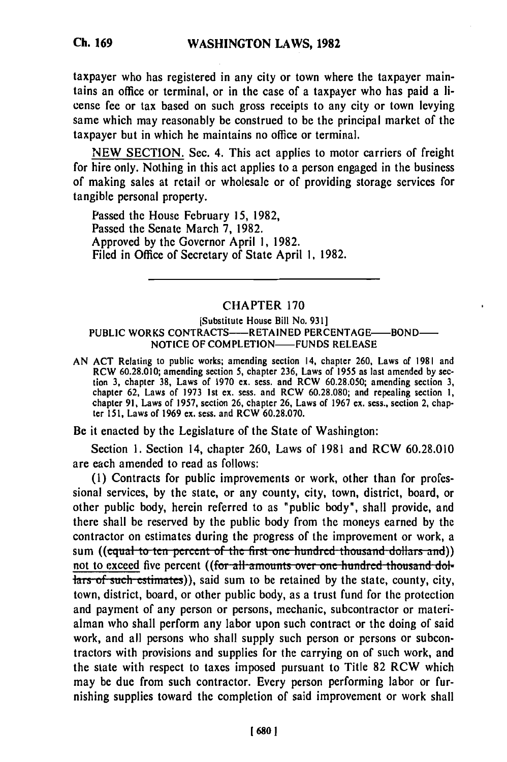taxpayer who has registered in any city or town where the taxpayer maintains an office or terminal, or in the case of a taxpayer who has paid a license fee or tax based on such gross receipts to any city or town levying same which may reasonably be construed to be the principal market of the taxpayer but in which he maintains no office or terminal.

NEW SECTION. Sec. 4. This act applies to motor carriers of freight for hire only. Nothing in this act applies to a person engaged in the business of making sales at retail or wholesale or of providing storage services for tangible personal property.

Passed the House February 15, 1982,
Passed the Senate March 7, 1982.
Approved by the Governor April 1, 1982.
Filed in Office of Secretary of State April 1, 1982.

---

## CHAPTER 170

[Substitute House Bill No. 931]

### PUBLIC WORKS CONTRACTS——RETAINED PERCENTAGE——BOND——NOTICE OF COMPLETION——FUNDS RELEASE

AN ACT Relating to public works; amending section 14, chapter 260, Laws of 1981 and RCW 60.28.010; amending section 5, chapter 236, Laws of 1955 as last amended by section 3, chapter 38, Laws of 1970 ex. sess. and RCW 60.28.050; amending section 3, chapter 62, Laws of 1973 1st ex. sess. and RCW 60.28.080; and repealing section 1, chapter 91, Laws of 1957, section 26, chapter 26, Laws of 1967 ex. sess., section 2, chapter 151, Laws of 1969 ex. sess. and RCW 60.28.070.

Be it enacted by the Legislature of the State of Washington:

Section 1. Section 14, chapter 260, Laws of 1981 and RCW 60.28.010 are each amended to read as follows:

(1) Contracts for public improvements or work, other than for professional services, by the state, or any county, city, town, district, board, or other public body, herein referred to as "public body", shall provide, and there shall be reserved by the public body from the moneys earned by the contractor on estimates during the progress of the improvement or work, a sum ((~~equal to ten percent of the first one hundred thousand dollars and~~)) not to exceed five percent ((~~for all amounts over one hundred thousand dollars of such estimates~~)), said sum to be retained by the state, county, city, town, district, board, or other public body, as a trust fund for the protection and payment of any person or persons, mechanic, subcontractor or materialman who shall perform any labor upon such contract or the doing of said work, and all persons who shall supply such person or persons or subcontractors with provisions and supplies for the carrying on of such work, and the state with respect to taxes imposed pursuant to Title 82 RCW which may be due from such contractor. Every person performing labor or furnishing supplies toward the completion of said improvement or work shall